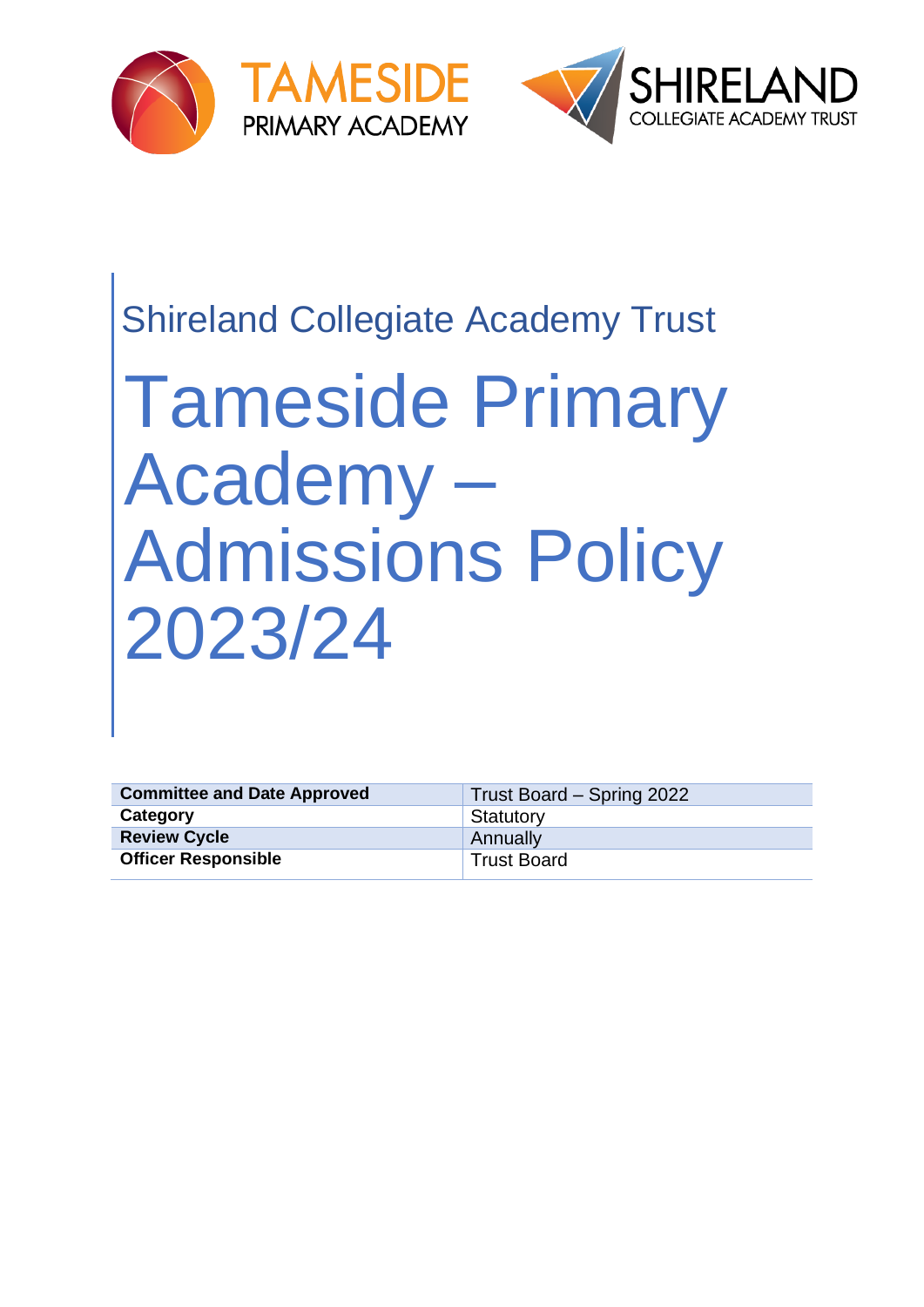TAMESIDE
PRIMARY ACADEMY

SHIRELAND
COLLEGIATE ACADEMY TRUST

Shireland Collegiate Academy Trust

# Tameside Primary Academy – Admissions Policy 2023/24

| | |
|---|---|
| **Committee and Date Approved** | Trust Board – Spring 2022 |
| **Category** | Statutory |
| **Review Cycle** | Annually |
| **Officer Responsible** | Trust Board |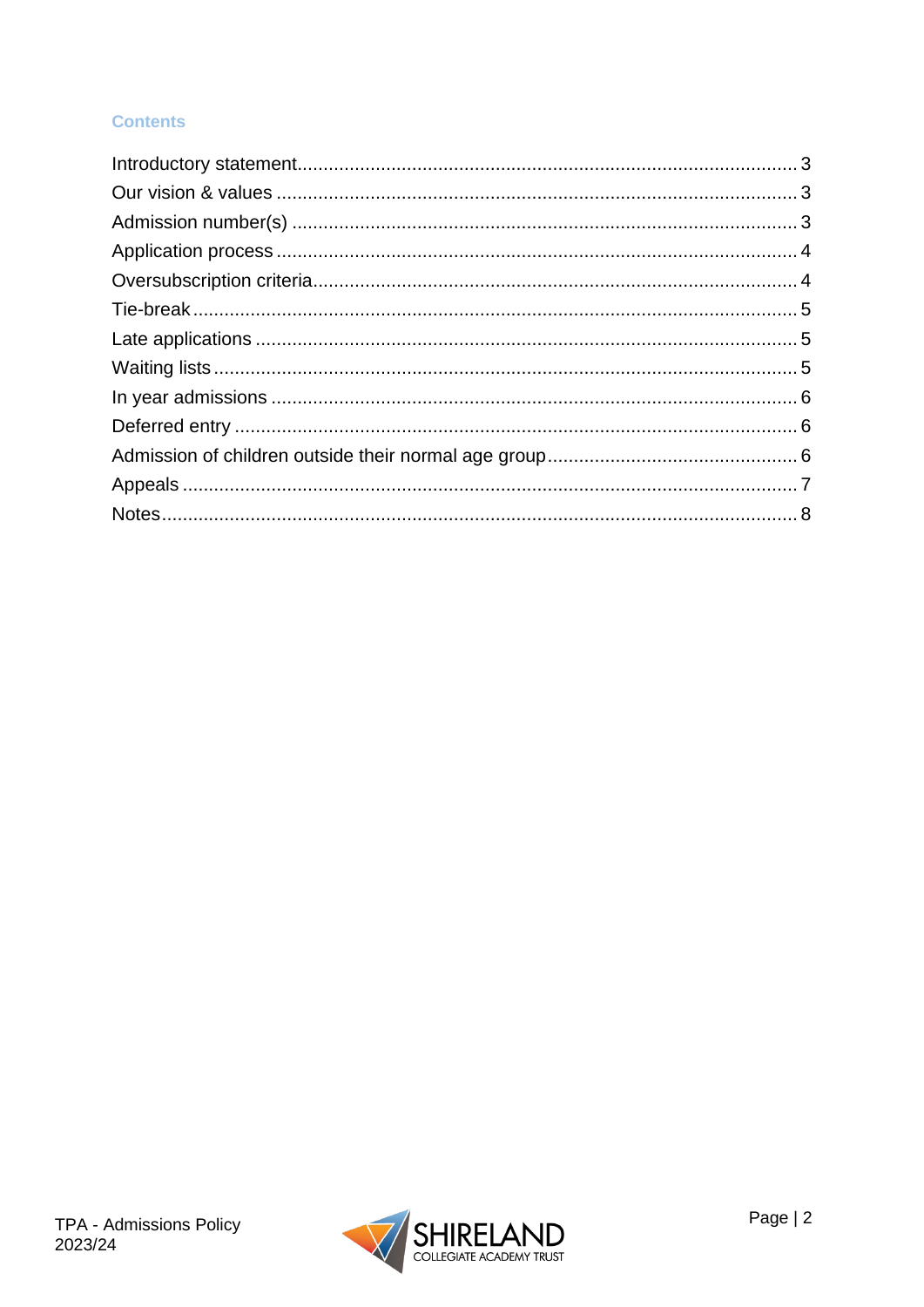## Contents

Introductory statement................................................................................................3
Our vision & values ....................................................................................................3
Admission number(s) .................................................................................................3
Application process ....................................................................................................4
Oversubscription criteria.............................................................................................4
Tie-break ....................................................................................................................5
Late applications ........................................................................................................5
Waiting lists ................................................................................................................5
In year admissions .....................................................................................................6
Deferred entry ............................................................................................................6
Admission of children outside their normal age group................................................6
Appeals ......................................................................................................................7
Notes..........................................................................................................................8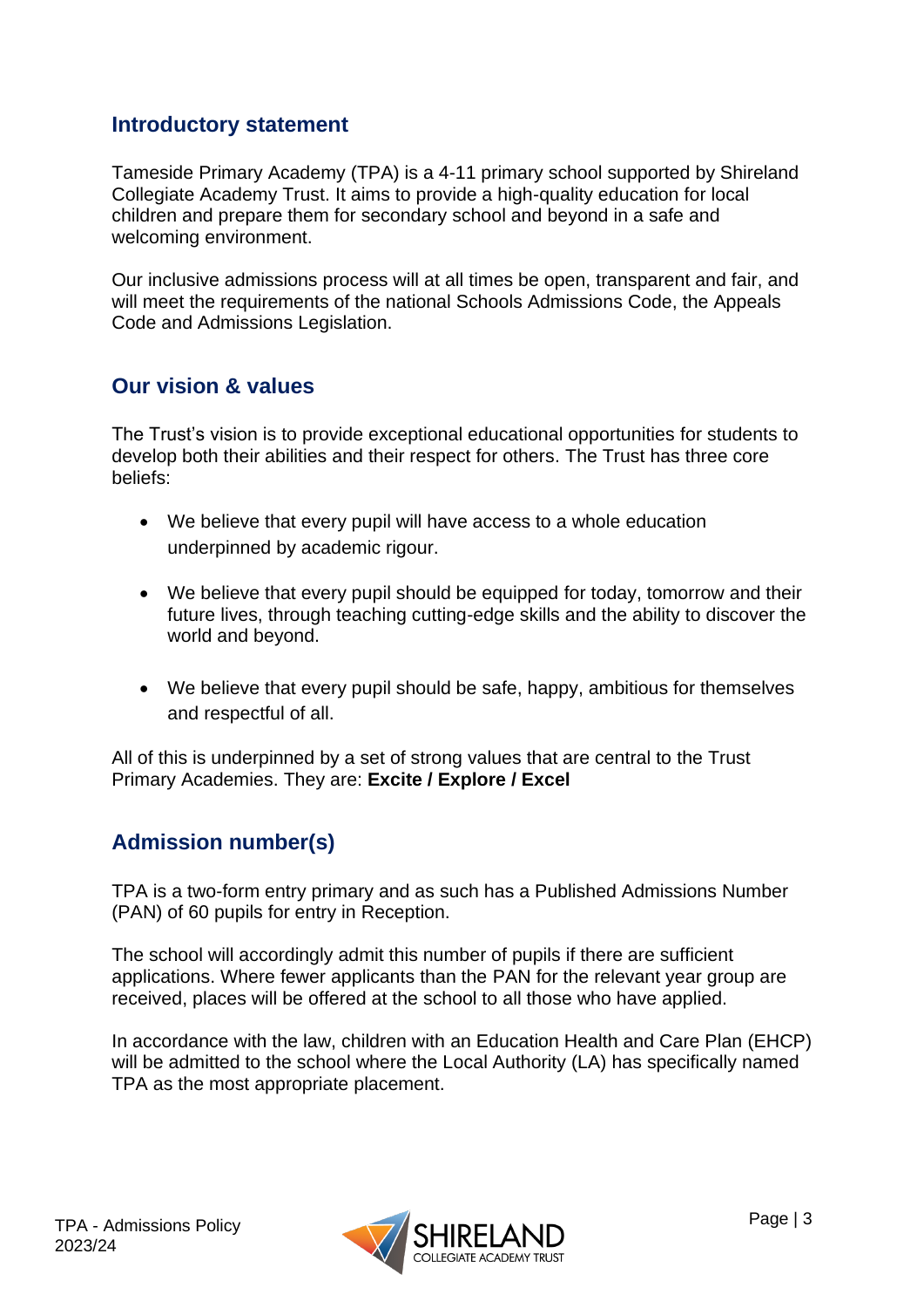## Introductory statement

Tameside Primary Academy (TPA) is a 4-11 primary school supported by Shireland Collegiate Academy Trust. It aims to provide a high-quality education for local children and prepare them for secondary school and beyond in a safe and welcoming environment.

Our inclusive admissions process will at all times be open, transparent and fair, and will meet the requirements of the national Schools Admissions Code, the Appeals Code and Admissions Legislation.

## Our vision & values

The Trust's vision is to provide exceptional educational opportunities for students to develop both their abilities and their respect for others. The Trust has three core beliefs:

- We believe that every pupil will have access to a whole education underpinned by academic rigour.
- We believe that every pupil should be equipped for today, tomorrow and their future lives, through teaching cutting-edge skills and the ability to discover the world and beyond.
- We believe that every pupil should be safe, happy, ambitious for themselves and respectful of all.

All of this is underpinned by a set of strong values that are central to the Trust Primary Academies. They are: **Excite / Explore / Excel**

## Admission number(s)

TPA is a two-form entry primary and as such has a Published Admissions Number (PAN) of 60 pupils for entry in Reception.

The school will accordingly admit this number of pupils if there are sufficient applications. Where fewer applicants than the PAN for the relevant year group are received, places will be offered at the school to all those who have applied.

In accordance with the law, children with an Education Health and Care Plan (EHCP) will be admitted to the school where the Local Authority (LA) has specifically named TPA as the most appropriate placement.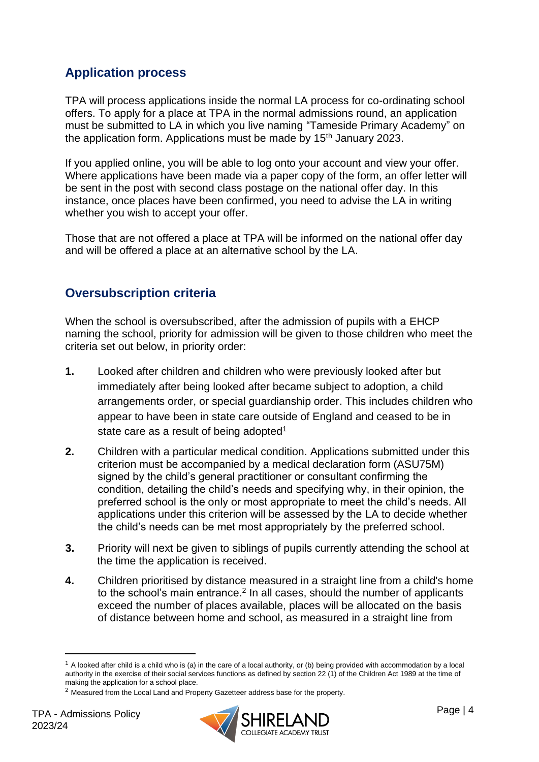## Application process

TPA will process applications inside the normal LA process for co-ordinating school offers. To apply for a place at TPA in the normal admissions round, an application must be submitted to LA in which you live naming "Tameside Primary Academy" on the application form. Applications must be made by 15th January 2023.

If you applied online, you will be able to log onto your account and view your offer. Where applications have been made via a paper copy of the form, an offer letter will be sent in the post with second class postage on the national offer day. In this instance, once places have been confirmed, you need to advise the LA in writing whether you wish to accept your offer.

Those that are not offered a place at TPA will be informed on the national offer day and will be offered a place at an alternative school by the LA.

## Oversubscription criteria

When the school is oversubscribed, after the admission of pupils with a EHCP naming the school, priority for admission will be given to those children who meet the criteria set out below, in priority order:

1. Looked after children and children who were previously looked after but immediately after being looked after became subject to adoption, a child arrangements order, or special guardianship order. This includes children who appear to have been in state care outside of England and ceased to be in state care as a result of being adopted[1]
2. Children with a particular medical condition. Applications submitted under this criterion must be accompanied by a medical declaration form (ASU75M) signed by the child's general practitioner or consultant confirming the condition, detailing the child's needs and specifying why, in their opinion, the preferred school is the only or most appropriate to meet the child's needs. All applications under this criterion will be assessed by the LA to decide whether the child's needs can be met most appropriately by the preferred school.
3. Priority will next be given to siblings of pupils currently attending the school at the time the application is received.
4. Children prioritised by distance measured in a straight line from a child's home to the school's main entrance.[2] In all cases, should the number of applicants exceed the number of places available, places will be allocated on the basis of distance between home and school, as measured in a straight line from

[1] A looked after child is a child who is (a) in the care of a local authority, or (b) being provided with accommodation by a local authority in the exercise of their social services functions as defined by section 22 (1) of the Children Act 1989 at the time of making the application for a school place.

[2] Measured from the Local Land and Property Gazetteer address base for the property.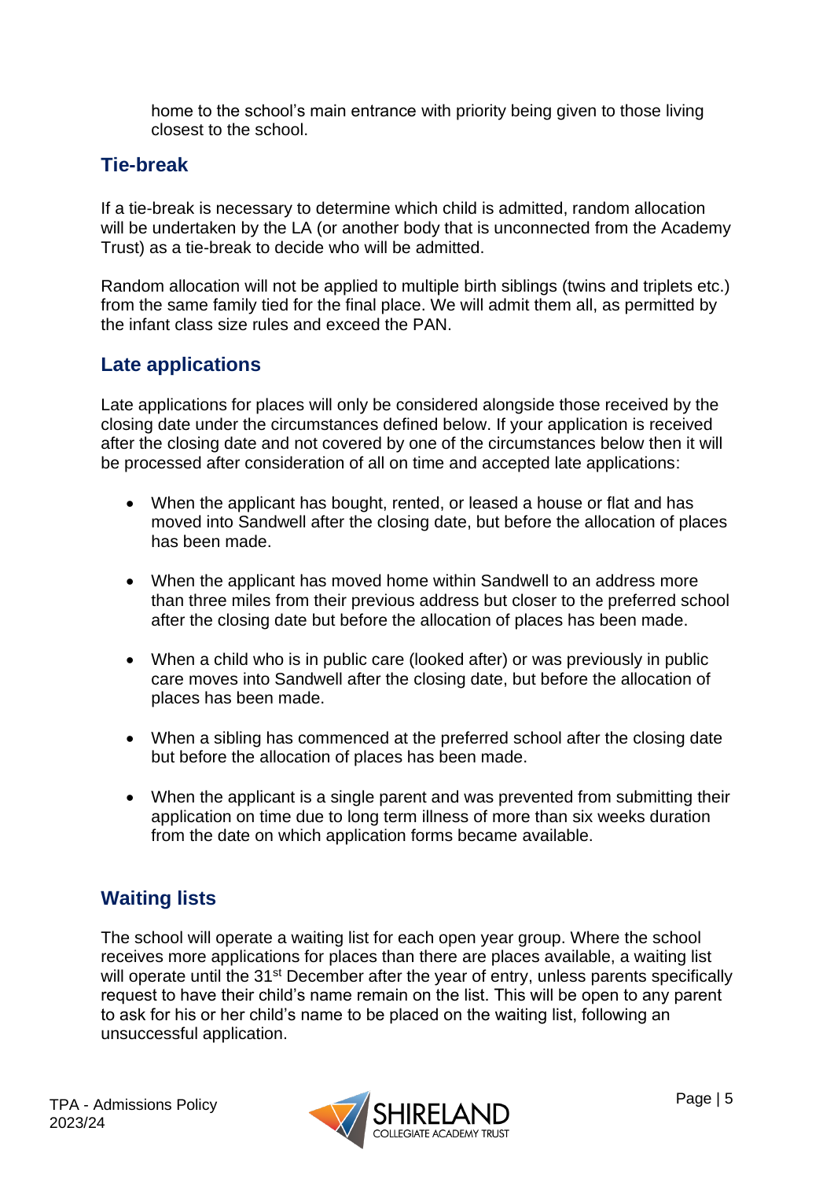home to the school's main entrance with priority being given to those living closest to the school.

## Tie-break

If a tie-break is necessary to determine which child is admitted, random allocation will be undertaken by the LA (or another body that is unconnected from the Academy Trust) as a tie-break to decide who will be admitted.

Random allocation will not be applied to multiple birth siblings (twins and triplets etc.) from the same family tied for the final place. We will admit them all, as permitted by the infant class size rules and exceed the PAN.

## Late applications

Late applications for places will only be considered alongside those received by the closing date under the circumstances defined below. If your application is received after the closing date and not covered by one of the circumstances below then it will be processed after consideration of all on time and accepted late applications:

- When the applicant has bought, rented, or leased a house or flat and has moved into Sandwell after the closing date, but before the allocation of places has been made.
- When the applicant has moved home within Sandwell to an address more than three miles from their previous address but closer to the preferred school after the closing date but before the allocation of places has been made.
- When a child who is in public care (looked after) or was previously in public care moves into Sandwell after the closing date, but before the allocation of places has been made.
- When a sibling has commenced at the preferred school after the closing date but before the allocation of places has been made.
- When the applicant is a single parent and was prevented from submitting their application on time due to long term illness of more than six weeks duration from the date on which application forms became available.

## Waiting lists

The school will operate a waiting list for each open year group. Where the school receives more applications for places than there are places available, a waiting list will operate until the 31st December after the year of entry, unless parents specifically request to have their child's name remain on the list. This will be open to any parent to ask for his or her child's name to be placed on the waiting list, following an unsuccessful application.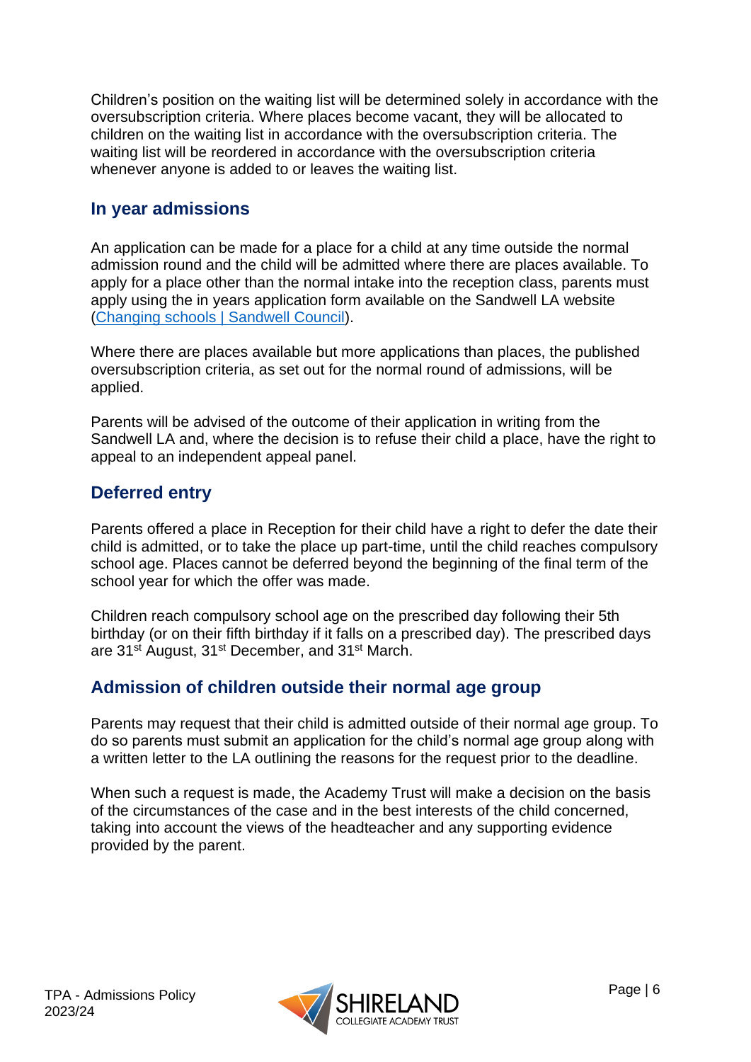Children's position on the waiting list will be determined solely in accordance with the oversubscription criteria. Where places become vacant, they will be allocated to children on the waiting list in accordance with the oversubscription criteria. The waiting list will be reordered in accordance with the oversubscription criteria whenever anyone is added to or leaves the waiting list.

## In year admissions

An application can be made for a place for a child at any time outside the normal admission round and the child will be admitted where there are places available. To apply for a place other than the normal intake into the reception class, parents must apply using the in years application form available on the Sandwell LA website (Changing schools | Sandwell Council).

Where there are places available but more applications than places, the published oversubscription criteria, as set out for the normal round of admissions, will be applied.

Parents will be advised of the outcome of their application in writing from the Sandwell LA and, where the decision is to refuse their child a place, have the right to appeal to an independent appeal panel.

## Deferred entry

Parents offered a place in Reception for their child have a right to defer the date their child is admitted, or to take the place up part-time, until the child reaches compulsory school age. Places cannot be deferred beyond the beginning of the final term of the school year for which the offer was made.

Children reach compulsory school age on the prescribed day following their 5th birthday (or on their fifth birthday if it falls on a prescribed day). The prescribed days are 31st August, 31st December, and 31st March.

## Admission of children outside their normal age group

Parents may request that their child is admitted outside of their normal age group. To do so parents must submit an application for the child's normal age group along with a written letter to the LA outlining the reasons for the request prior to the deadline.

When such a request is made, the Academy Trust will make a decision on the basis of the circumstances of the case and in the best interests of the child concerned, taking into account the views of the headteacher and any supporting evidence provided by the parent.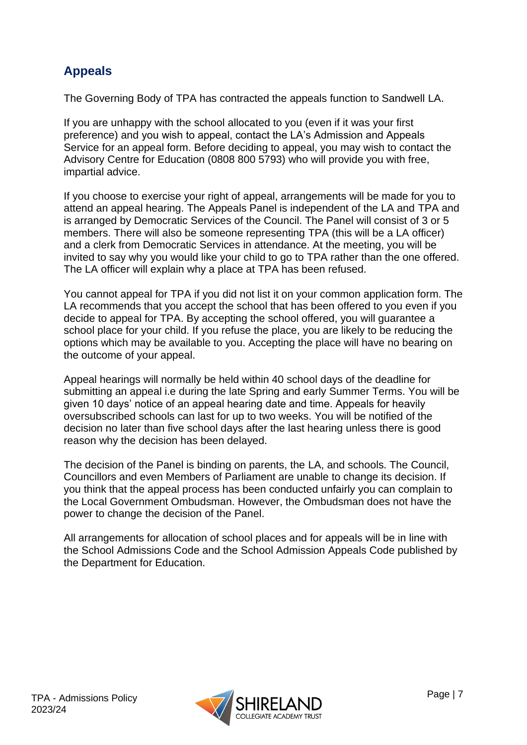## Appeals

The Governing Body of TPA has contracted the appeals function to Sandwell LA.

If you are unhappy with the school allocated to you (even if it was your first preference) and you wish to appeal, contact the LA's Admission and Appeals Service for an appeal form. Before deciding to appeal, you may wish to contact the Advisory Centre for Education (0808 800 5793) who will provide you with free, impartial advice.

If you choose to exercise your right of appeal, arrangements will be made for you to attend an appeal hearing. The Appeals Panel is independent of the LA and TPA and is arranged by Democratic Services of the Council. The Panel will consist of 3 or 5 members. There will also be someone representing TPA (this will be a LA officer) and a clerk from Democratic Services in attendance. At the meeting, you will be invited to say why you would like your child to go to TPA rather than the one offered. The LA officer will explain why a place at TPA has been refused.

You cannot appeal for TPA if you did not list it on your common application form. The LA recommends that you accept the school that has been offered to you even if you decide to appeal for TPA. By accepting the school offered, you will guarantee a school place for your child. If you refuse the place, you are likely to be reducing the options which may be available to you. Accepting the place will have no bearing on the outcome of your appeal.

Appeal hearings will normally be held within 40 school days of the deadline for submitting an appeal i.e during the late Spring and early Summer Terms. You will be given 10 days' notice of an appeal hearing date and time. Appeals for heavily oversubscribed schools can last for up to two weeks. You will be notified of the decision no later than five school days after the last hearing unless there is good reason why the decision has been delayed.

The decision of the Panel is binding on parents, the LA, and schools. The Council, Councillors and even Members of Parliament are unable to change its decision. If you think that the appeal process has been conducted unfairly you can complain to the Local Government Ombudsman. However, the Ombudsman does not have the power to change the decision of the Panel.

All arrangements for allocation of school places and for appeals will be in line with the School Admissions Code and the School Admission Appeals Code published by the Department for Education.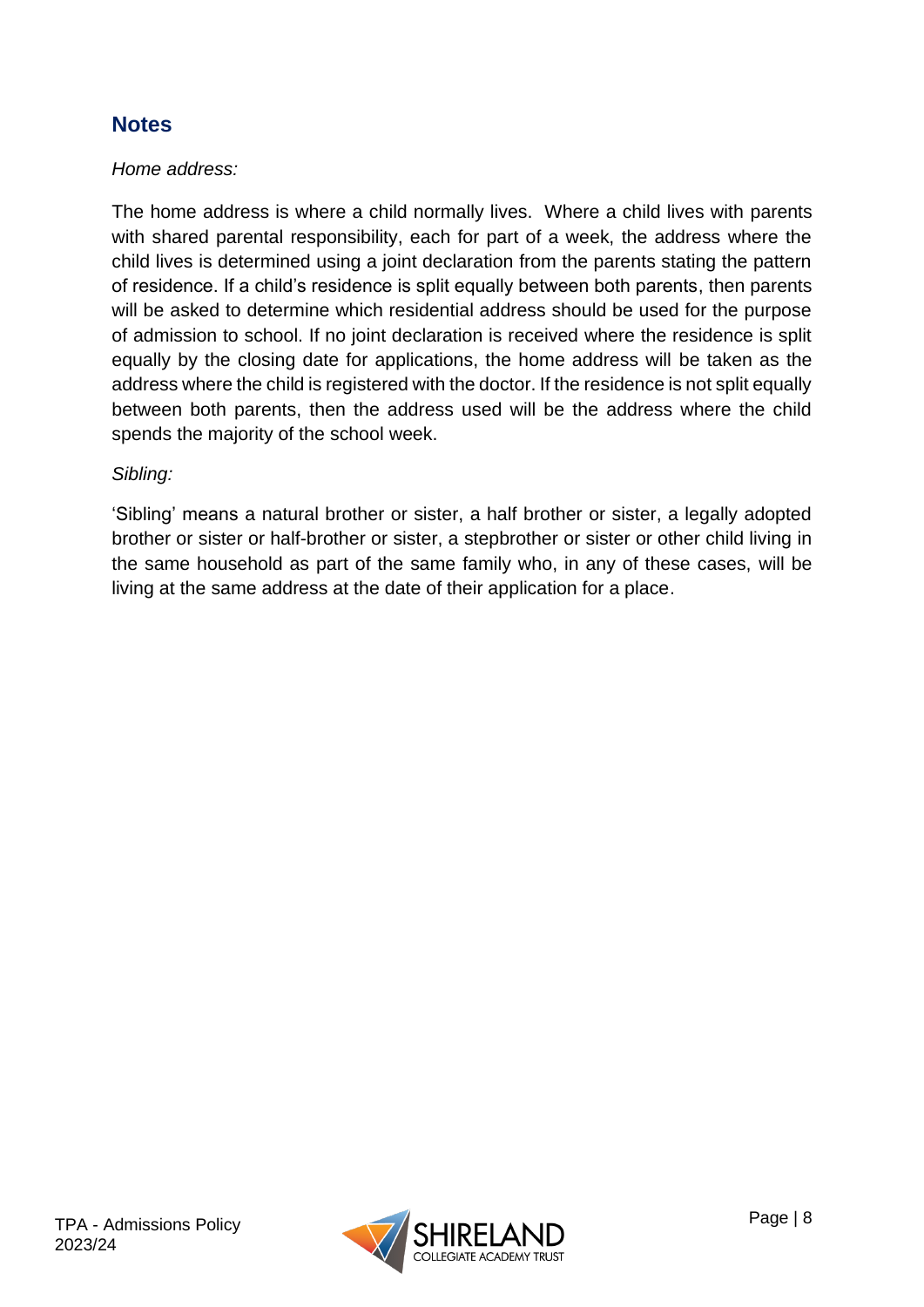## Notes

*Home address:*

The home address is where a child normally lives. Where a child lives with parents with shared parental responsibility, each for part of a week, the address where the child lives is determined using a joint declaration from the parents stating the pattern of residence. If a child's residence is split equally between both parents, then parents will be asked to determine which residential address should be used for the purpose of admission to school. If no joint declaration is received where the residence is split equally by the closing date for applications, the home address will be taken as the address where the child is registered with the doctor. If the residence is not split equally between both parents, then the address used will be the address where the child spends the majority of the school week.

*Sibling:*

'Sibling' means a natural brother or sister, a half brother or sister, a legally adopted brother or sister or half-brother or sister, a stepbrother or sister or other child living in the same household as part of the same family who, in any of these cases, will be living at the same address at the date of their application for a place.